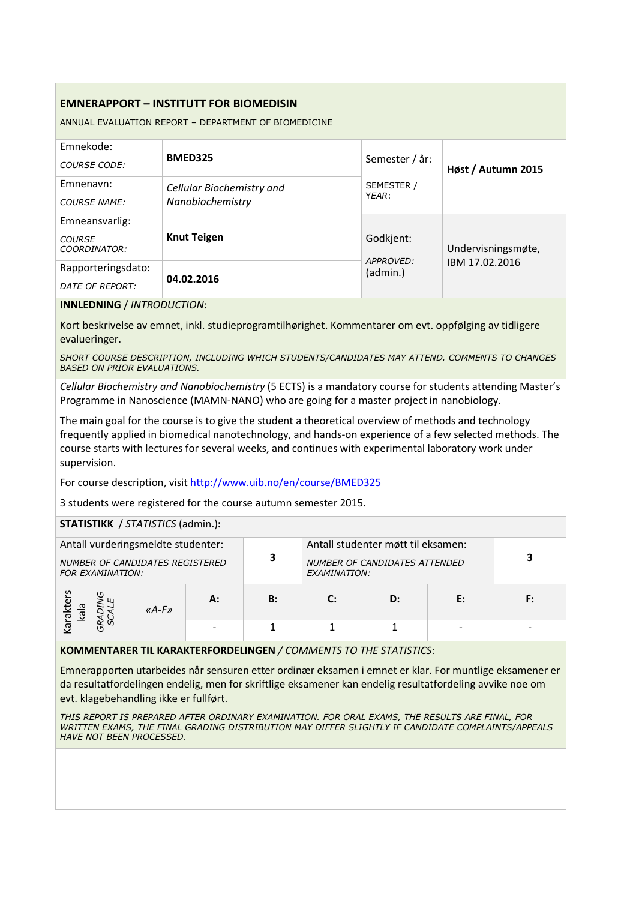# EMNERAPPORT – INSTITUTT FOR BIOMEDISIN

ANNUAL EVALUATION REPORT – DEPARTMENT OF BIOMEDICINE

| Emnekode: *COURSE CODE:* | **BMED325** | Semester / år: SEMESTER / *YEAR:* | **Høst / Autumn 2015** |
|---|---|---|---|
| Emnenavn: *COURSE NAME:* | *Cellular Biochemistry and Nanobiochemistry* | | |
| Emneansvarlig: *COURSE COORDINATOR:* | **Knut Teigen** | Godkjent: *APPROVED:* (admin.) | Undervisningsmøte, IBM 17.02.2016 |
| Rapporteringsdato: *DATE OF REPORT:* | **04.02.2016** | | |

**INNLEDNING** / *INTRODUCTION*:

Kort beskrivelse av emnet, inkl. studieprogramtilhørighet. Kommentarer om evt. oppfølging av tidligere evalueringer.

*SHORT COURSE DESCRIPTION, INCLUDING WHICH STUDENTS/CANDIDATES MAY ATTEND. COMMENTS TO CHANGES BASED ON PRIOR EVALUATIONS.*

*Cellular Biochemistry and Nanobiochemistry* (5 ECTS) is a mandatory course for students attending Master's Programme in Nanoscience (MAMN-NANO) who are going for a master project in nanobiology.

The main goal for the course is to give the student a theoretical overview of methods and technology frequently applied in biomedical nanotechnology, and hands-on experience of a few selected methods. The course starts with lectures for several weeks, and continues with experimental laboratory work under supervision.

For course description, visit http://www.uib.no/en/course/BMED325

3 students were registered for the course autumn semester 2015.

**STATISTIKK** / *STATISTICS* (admin.)**:**

| Antall vurderingsmeldte studenter: *NUMBER OF CANDIDATES REGISTERED FOR EXAMINATION:* | **3** | Antall studenter møtt til eksamen: *NUMBER OF CANDIDATES ATTENDED EXAMINATION:* | **3** |
|---|---|---|---|

| Karakterskala *GRADING SCALE* | «A-F» | A: | B: | C: | D: | E: | F: |
|---|---|---|---|---|---|---|---|
| | | - | 1 | 1 | 1 | - | - |

**KOMMENTARER TIL KARAKTERFORDELINGEN** / *COMMENTS TO THE STATISTICS*:

Emnerapporten utarbeides når sensuren etter ordinær eksamen i emnet er klar. For muntlige eksamener er da resultatfordelingen endelig, men for skriftlige eksamener kan endelig resultatfordeling avvike noe om evt. klagebehandling ikke er fullført.

*THIS REPORT IS PREPARED AFTER ORDINARY EXAMINATION. FOR ORAL EXAMS, THE RESULTS ARE FINAL, FOR WRITTEN EXAMS, THE FINAL GRADING DISTRIBUTION MAY DIFFER SLIGHTLY IF CANDIDATE COMPLAINTS/APPEALS HAVE NOT BEEN PROCESSED.*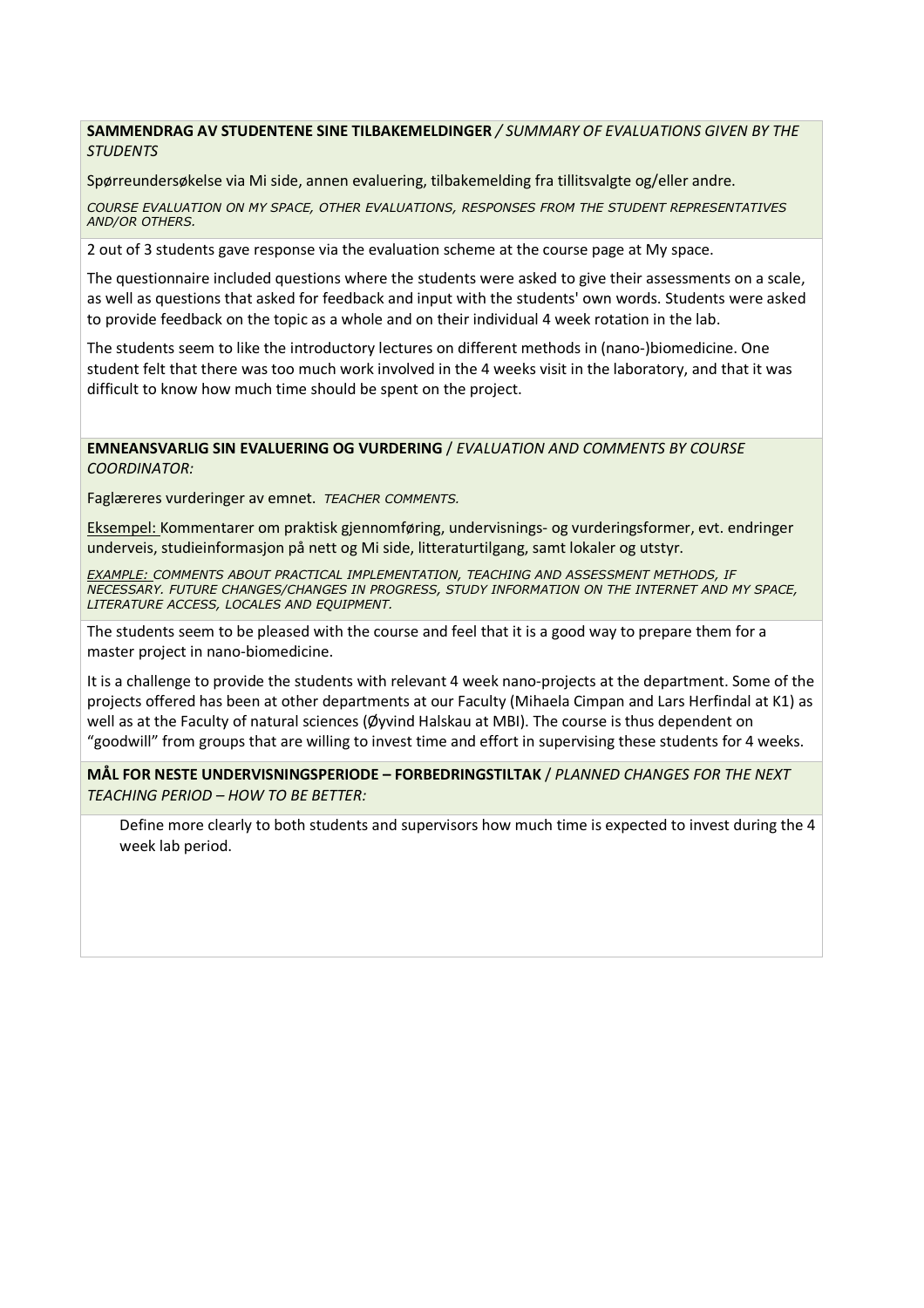**SAMMENDRAG AV STUDENTENE SINE TILBAKEMELDINGER** / *SUMMARY OF EVALUATIONS GIVEN BY THE STUDENTS*

Spørreundersøkelse via Mi side, annen evaluering, tilbakemelding fra tillitsvalgte og/eller andre.

*COURSE EVALUATION ON MY SPACE, OTHER EVALUATIONS, RESPONSES FROM THE STUDENT REPRESENTATIVES AND/OR OTHERS.*

2 out of 3 students gave response via the evaluation scheme at the course page at My space.

The questionnaire included questions where the students were asked to give their assessments on a scale, as well as questions that asked for feedback and input with the students' own words. Students were asked to provide feedback on the topic as a whole and on their individual 4 week rotation in the lab.

The students seem to like the introductory lectures on different methods in (nano-)biomedicine. One student felt that there was too much work involved in the 4 weeks visit in the laboratory, and that it was difficult to know how much time should be spent on the project.

**EMNEANSVARLIG SIN EVALUERING OG VURDERING** / *EVALUATION AND COMMENTS BY COURSE COORDINATOR:*

Faglæreres vurderinger av emnet. *TEACHER COMMENTS.*

Eksempel: Kommentarer om praktisk gjennomføring, undervisnings- og vurderingsformer, evt. endringer underveis, studieinformasjon på nett og Mi side, litteraturtilgang, samt lokaler og utstyr.

*EXAMPLE: COMMENTS ABOUT PRACTICAL IMPLEMENTATION, TEACHING AND ASSESSMENT METHODS, IF NECESSARY. FUTURE CHANGES/CHANGES IN PROGRESS, STUDY INFORMATION ON THE INTERNET AND MY SPACE, LITERATURE ACCESS, LOCALES AND EQUIPMENT.*

The students seem to be pleased with the course and feel that it is a good way to prepare them for a master project in nano-biomedicine.

It is a challenge to provide the students with relevant 4 week nano-projects at the department. Some of the projects offered has been at other departments at our Faculty (Mihaela Cimpan and Lars Herfindal at K1) as well as at the Faculty of natural sciences (Øyvind Halskau at MBI). The course is thus dependent on "goodwill" from groups that are willing to invest time and effort in supervising these students for 4 weeks.

**MÅL FOR NESTE UNDERVISNINGSPERIODE – FORBEDRINGSTILTAK** / *PLANNED CHANGES FOR THE NEXT TEACHING PERIOD – HOW TO BE BETTER:*

Define more clearly to both students and supervisors how much time is expected to invest during the 4 week lab period.